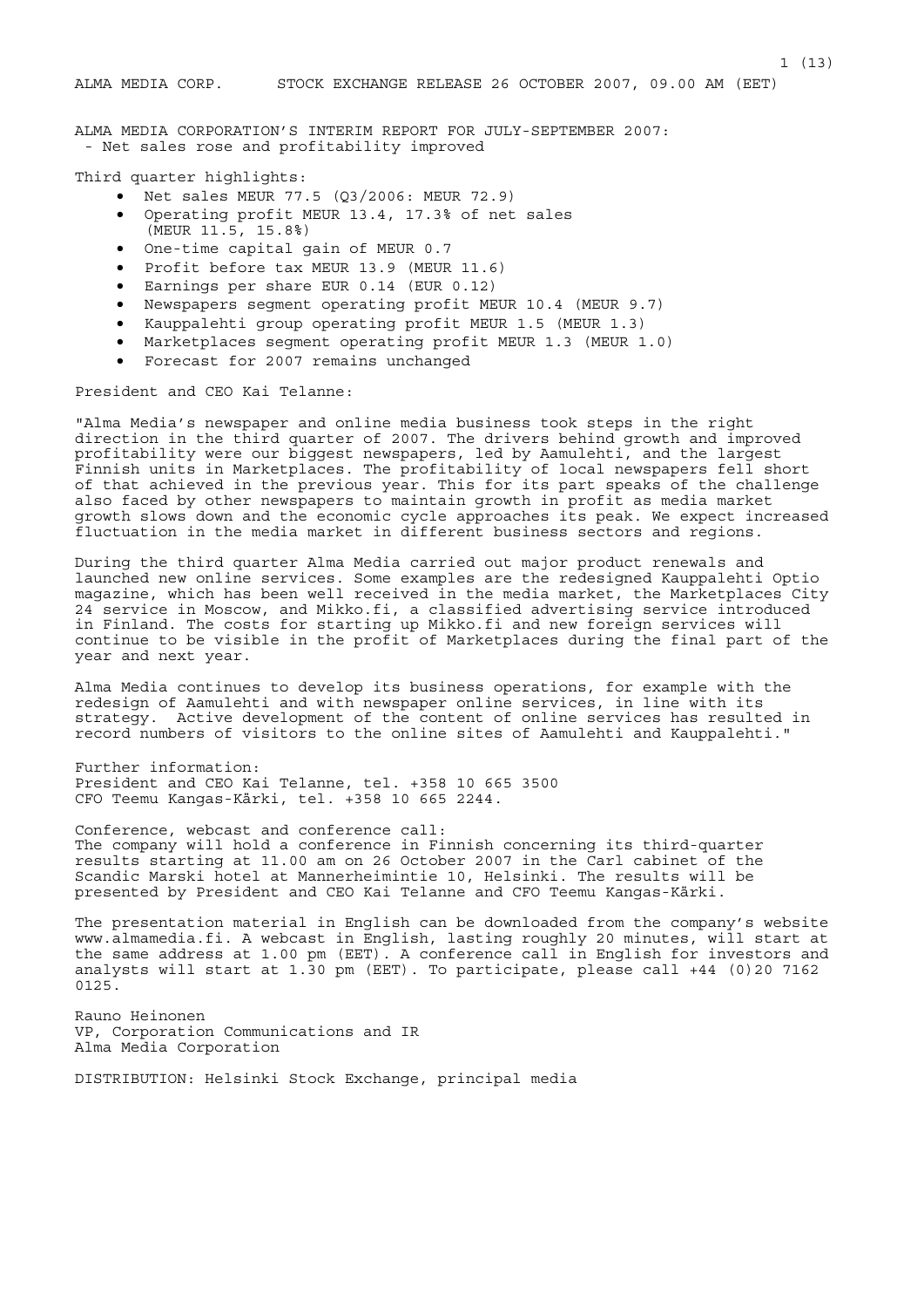ALMA MEDIA CORP. STOCK EXCHANGE RELEASE 26 OCTOBER 2007, 09.00 AM (EET)

# ALMA MEDIA CORPORATION'S INTERIM REPORT FOR JULY-SEPTEMBER 2007:

- Net sales rose and profitability improved

Third quarter highlights:

- Net sales MEUR 77.5 (Q3/2006: MEUR 72.9)
- Operating profit MEUR 13.4, 17.3% of net sales (MEUR 11.5, 15.8%)
- One-time capital gain of MEUR 0.7
- Profit before tax MEUR 13.9 (MEUR 11.6)
- Earnings per share EUR 0.14 (EUR 0.12)
- Newspapers segment operating profit MEUR 10.4 (MEUR 9.7)
- Kauppalehti group operating profit MEUR 1.5 (MEUR 1.3)
- Marketplaces segment operating profit MEUR 1.3 (MEUR 1.0)
- Forecast for 2007 remains unchanged

President and CEO Kai Telanne:

"Alma Media's newspaper and online media business took steps in the right direction in the third quarter of 2007. The drivers behind growth and improved profitability were our biggest newspapers, led by Aamulehti, and the largest Finnish units in Marketplaces. The profitability of local newspapers fell short of that achieved in the previous year. This for its part speaks of the challenge also faced by other newspapers to maintain growth in profit as media market growth slows down and the economic cycle approaches its peak. We expect increased fluctuation in the media market in different business sectors and regions.

During the third quarter Alma Media carried out major product renewals and launched new online services. Some examples are the redesigned Kauppalehti Optio magazine, which has been well received in the media market, the Marketplaces City 24 service in Moscow, and Mikko.fi, a classified advertising service introduced in Finland. The costs for starting up Mikko.fi and new foreign services will continue to be visible in the profit of Marketplaces during the final part of the year and next year.

Alma Media continues to develop its business operations, for example with the redesign of Aamulehti and with newspaper online services, in line with its strategy. Active development of the content of online services has resulted in record numbers of visitors to the online sites of Aamulehti and Kauppalehti."

Further information:
President and CEO Kai Telanne, tel. +358 10 665 3500
CFO Teemu Kangas-Kärki, tel. +358 10 665 2244.

Conference, webcast and conference call:
The company will hold a conference in Finnish concerning its third-quarter results starting at 11.00 am on 26 October 2007 in the Carl cabinet of the Scandic Marski hotel at Mannerheimintie 10, Helsinki. The results will be presented by President and CEO Kai Telanne and CFO Teemu Kangas-Kärki.

The presentation material in English can be downloaded from the company's website www.almamedia.fi. A webcast in English, lasting roughly 20 minutes, will start at the same address at 1.00 pm (EET). A conference call in English for investors and analysts will start at 1.30 pm (EET). To participate, please call +44 (0)20 7162 0125.

Rauno Heinonen
VP, Corporation Communications and IR
Alma Media Corporation

DISTRIBUTION: Helsinki Stock Exchange, principal media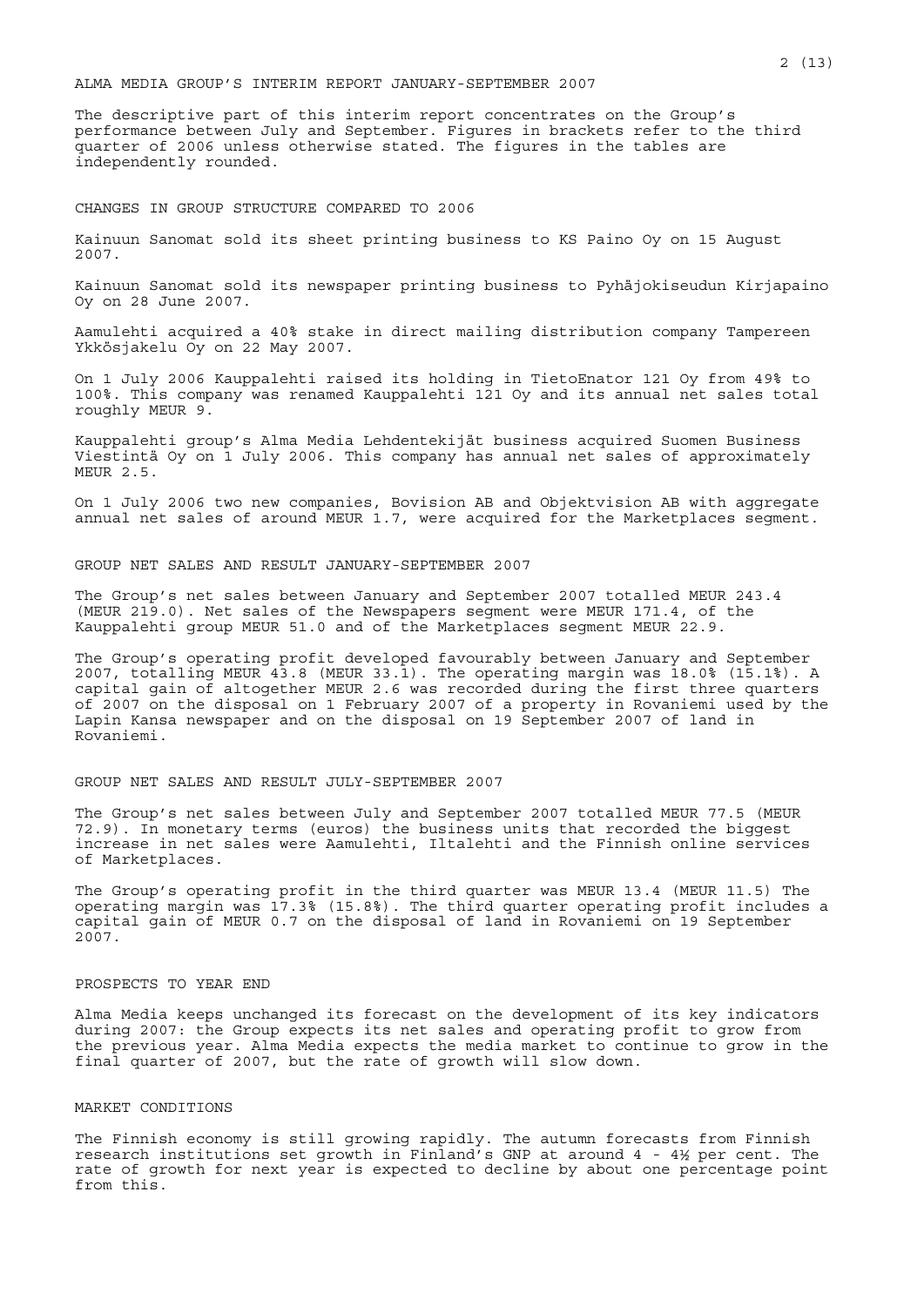# ALMA MEDIA GROUP'S INTERIM REPORT JANUARY-SEPTEMBER 2007

The descriptive part of this interim report concentrates on the Group's performance between July and September. Figures in brackets refer to the third quarter of 2006 unless otherwise stated. The figures in the tables are independently rounded.

## CHANGES IN GROUP STRUCTURE COMPARED TO 2006

Kainuun Sanomat sold its sheet printing business to KS Paino Oy on 15 August 2007.

Kainuun Sanomat sold its newspaper printing business to Pyhäjokiseudun Kirjapaino Oy on 28 June 2007.

Aamulehti acquired a 40% stake in direct mailing distribution company Tampereen Ykkösjakelu Oy on 22 May 2007.

On 1 July 2006 Kauppalehti raised its holding in TietoEnator 121 Oy from 49% to 100%. This company was renamed Kauppalehti 121 Oy and its annual net sales total roughly MEUR 9.

Kauppalehti group's Alma Media Lehdentekijät business acquired Suomen Business Viestintä Oy on 1 July 2006. This company has annual net sales of approximately MEUR 2.5.

On 1 July 2006 two new companies, Bovision AB and Objektvision AB with aggregate annual net sales of around MEUR 1.7, were acquired for the Marketplaces segment.

## GROUP NET SALES AND RESULT JANUARY-SEPTEMBER 2007

The Group's net sales between January and September 2007 totalled MEUR 243.4 (MEUR 219.0). Net sales of the Newspapers segment were MEUR 171.4, of the Kauppalehti group MEUR 51.0 and of the Marketplaces segment MEUR 22.9.

The Group's operating profit developed favourably between January and September 2007, totalling MEUR 43.8 (MEUR 33.1). The operating margin was 18.0% (15.1%). A capital gain of altogether MEUR 2.6 was recorded during the first three quarters of 2007 on the disposal on 1 February 2007 of a property in Rovaniemi used by the Lapin Kansa newspaper and on the disposal on 19 September 2007 of land in Rovaniemi.

## GROUP NET SALES AND RESULT JULY-SEPTEMBER 2007

The Group's net sales between July and September 2007 totalled MEUR 77.5 (MEUR 72.9). In monetary terms (euros) the business units that recorded the biggest increase in net sales were Aamulehti, Iltalehti and the Finnish online services of Marketplaces.

The Group's operating profit in the third quarter was MEUR 13.4 (MEUR 11.5) The operating margin was 17.3% (15.8%). The third quarter operating profit includes a capital gain of MEUR 0.7 on the disposal of land in Rovaniemi on 19 September 2007.

## PROSPECTS TO YEAR END

Alma Media keeps unchanged its forecast on the development of its key indicators during 2007: the Group expects its net sales and operating profit to grow from the previous year. Alma Media expects the media market to continue to grow in the final quarter of 2007, but the rate of growth will slow down.

## MARKET CONDITIONS

The Finnish economy is still growing rapidly. The autumn forecasts from Finnish research institutions set growth in Finland's GNP at around 4 - 4½ per cent. The rate of growth for next year is expected to decline by about one percentage point from this.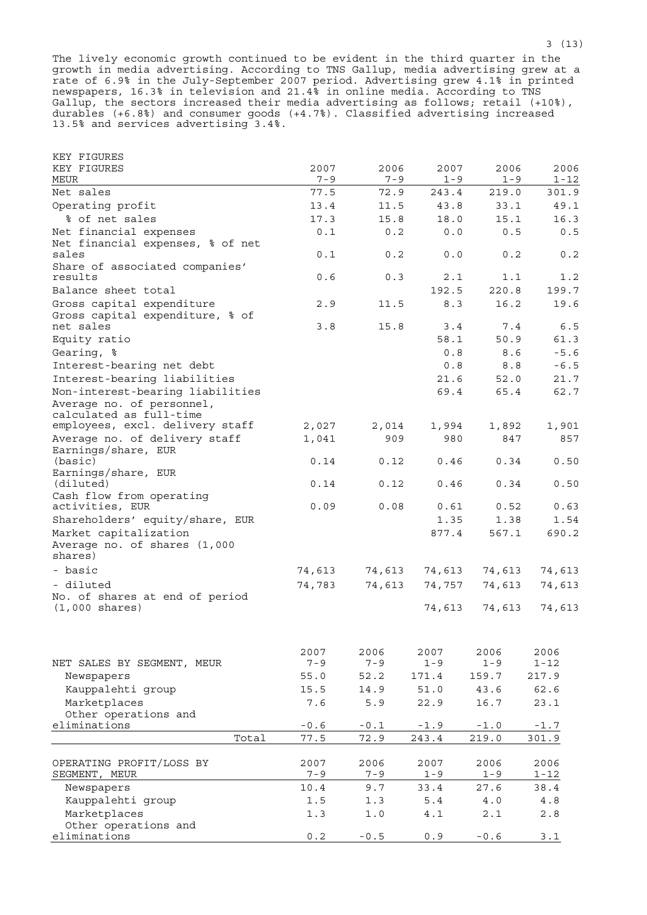The lively economic growth continued to be evident in the third quarter in the growth in media advertising. According to TNS Gallup, media advertising grew at a rate of 6.9% in the July-September 2007 period. Advertising grew 4.1% in printed newspapers, 16.3% in television and 21.4% in online media. According to TNS Gallup, the sectors increased their media advertising as follows; retail (+10%), durables (+6.8%) and consumer goods (+4.7%). Classified advertising increased 13.5% and services advertising 3.4%.

KEY FIGURES

| KEY FIGURES MEUR | 2007 7-9 | 2006 7-9 | 2007 1-9 | 2006 1-9 | 2006 1-12 |
|---|---|---|---|---|---|
| Net sales | 77.5 | 72.9 | 243.4 | 219.0 | 301.9 |
| Operating profit | 13.4 | 11.5 | 43.8 | 33.1 | 49.1 |
| % of net sales | 17.3 | 15.8 | 18.0 | 15.1 | 16.3 |
| Net financial expenses | 0.1 | 0.2 | 0.0 | 0.5 | 0.5 |
| Net financial expenses, % of net sales | 0.1 | 0.2 | 0.0 | 0.2 | 0.2 |
| Share of associated companies' results | 0.6 | 0.3 | 2.1 | 1.1 | 1.2 |
| Balance sheet total | | | 192.5 | 220.8 | 199.7 |
| Gross capital expenditure | 2.9 | 11.5 | 8.3 | 16.2 | 19.6 |
| Gross capital expenditure, % of net sales | 3.8 | 15.8 | 3.4 | 7.4 | 6.5 |
| Equity ratio | | | 58.1 | 50.9 | 61.3 |
| Gearing, % | | | 0.8 | 8.6 | -5.6 |
| Interest-bearing net debt | | | 0.8 | 8.8 | -6.5 |
| Interest-bearing liabilities | | | 21.6 | 52.0 | 21.7 |
| Non-interest-bearing liabilities | | | 69.4 | 65.4 | 62.7 |
| Average no. of personnel, calculated as full-time employees, excl. delivery staff | 2,027 | 2,014 | 1,994 | 1,892 | 1,901 |
| Average no. of delivery staff | 1,041 | 909 | 980 | 847 | 857 |
| Earnings/share, EUR (basic) | 0.14 | 0.12 | 0.46 | 0.34 | 0.50 |
| Earnings/share, EUR (diluted) | 0.14 | 0.12 | 0.46 | 0.34 | 0.50 |
| Cash flow from operating activities, EUR | 0.09 | 0.08 | 0.61 | 0.52 | 0.63 |
| Shareholders' equity/share, EUR | | | 1.35 | 1.38 | 1.54 |
| Market capitalization | | | 877.4 | 567.1 | 690.2 |
| Average no. of shares (1,000 shares) | | | | | |
| - basic | 74,613 | 74,613 | 74,613 | 74,613 | 74,613 |
| - diluted | 74,783 | 74,613 | 74,757 | 74,613 | 74,613 |
| No. of shares at end of period (1,000 shares) | | | 74,613 | 74,613 | 74,613 |

| NET SALES BY SEGMENT, MEUR | 2007 7-9 | 2006 7-9 | 2007 1-9 | 2006 1-9 | 2006 1-12 |
|---|---|---|---|---|---|
| Newspapers | 55.0 | 52.2 | 171.4 | 159.7 | 217.9 |
| Kauppalehti group | 15.5 | 14.9 | 51.0 | 43.6 | 62.6 |
| Marketplaces | 7.6 | 5.9 | 22.9 | 16.7 | 23.1 |
| Other operations and eliminations | -0.6 | -0.1 | -1.9 | -1.0 | -1.7 |
| Total | 77.5 | 72.9 | 243.4 | 219.0 | 301.9 |

| OPERATING PROFIT/LOSS BY SEGMENT, MEUR | 2007 7-9 | 2006 7-9 | 2007 1-9 | 2006 1-9 | 2006 1-12 |
|---|---|---|---|---|---|
| Newspapers | 10.4 | 9.7 | 33.4 | 27.6 | 38.4 |
| Kauppalehti group | 1.5 | 1.3 | 5.4 | 4.0 | 4.8 |
| Marketplaces | 1.3 | 1.0 | 4.1 | 2.1 | 2.8 |
| Other operations and eliminations | 0.2 | -0.5 | 0.9 | -0.6 | 3.1 |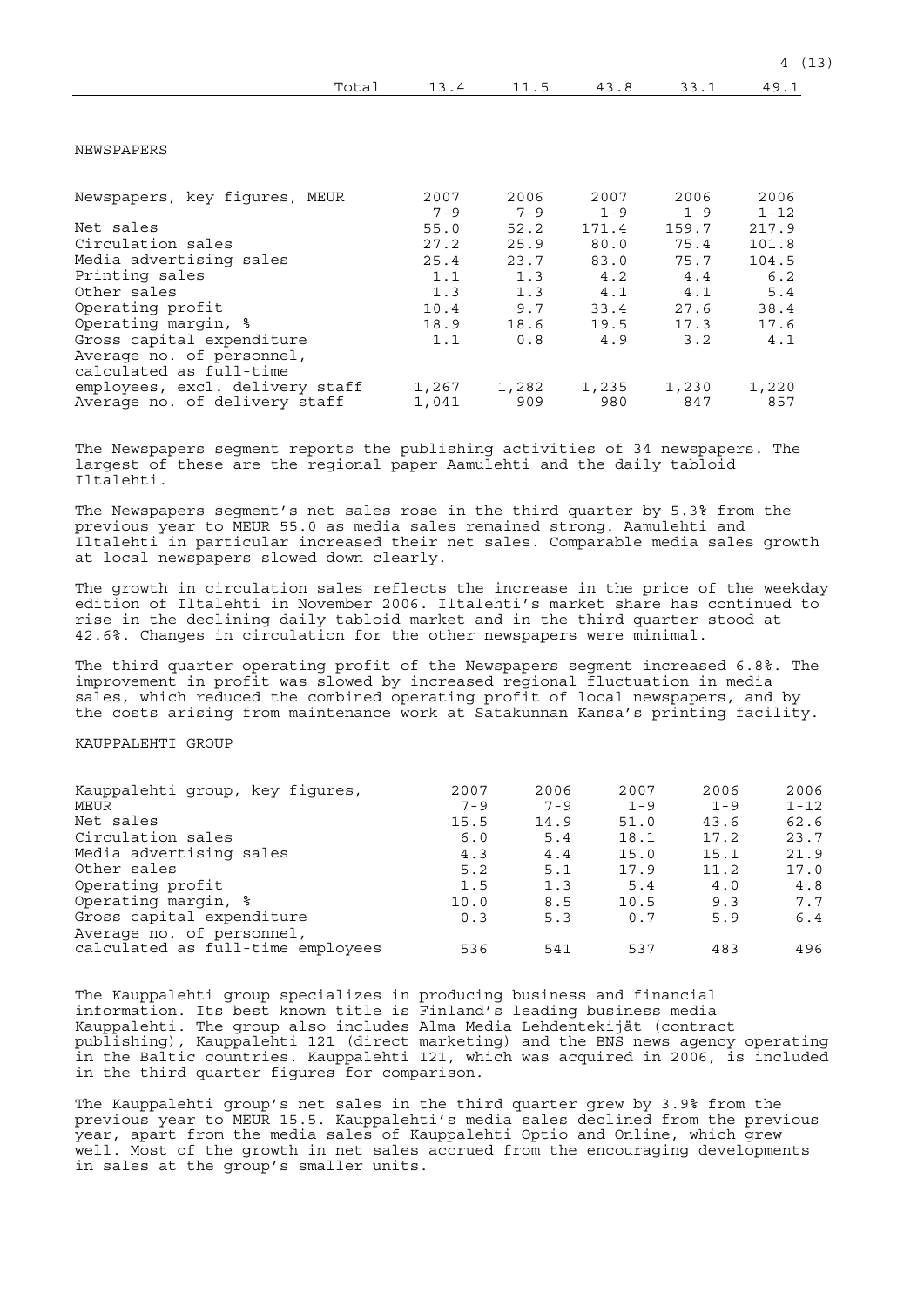| Total | 13.4 | 11.5 | 43.8 | 33.1 | 49.1 |
|---|---|---|---|---|---|

## NEWSPAPERS

| Newspapers, key figures, MEUR | 2007 7-9 | 2006 7-9 | 2007 1-9 | 2006 1-9 | 2006 1-12 |
|---|---|---|---|---|---|
| Net sales | 55.0 | 52.2 | 171.4 | 159.7 | 217.9 |
| Circulation sales | 27.2 | 25.9 | 80.0 | 75.4 | 101.8 |
| Media advertising sales | 25.4 | 23.7 | 83.0 | 75.7 | 104.5 |
| Printing sales | 1.1 | 1.3 | 4.2 | 4.4 | 6.2 |
| Other sales | 1.3 | 1.3 | 4.1 | 4.1 | 5.4 |
| Operating profit | 10.4 | 9.7 | 33.4 | 27.6 | 38.4 |
| Operating margin, % | 18.9 | 18.6 | 19.5 | 17.3 | 17.6 |
| Gross capital expenditure | 1.1 | 0.8 | 4.9 | 3.2 | 4.1 |
| Average no. of personnel, calculated as full-time employees, excl. delivery staff | 1,267 | 1,282 | 1,235 | 1,230 | 1,220 |
| Average no. of delivery staff | 1,041 | 909 | 980 | 847 | 857 |

The Newspapers segment reports the publishing activities of 34 newspapers. The largest of these are the regional paper Aamulehti and the daily tabloid Iltalehti.

The Newspapers segment's net sales rose in the third quarter by 5.3% from the previous year to MEUR 55.0 as media sales remained strong. Aamulehti and Iltalehti in particular increased their net sales. Comparable media sales growth at local newspapers slowed down clearly.

The growth in circulation sales reflects the increase in the price of the weekday edition of Iltalehti in November 2006. Iltalehti's market share has continued to rise in the declining daily tabloid market and in the third quarter stood at 42.6%. Changes in circulation for the other newspapers were minimal.

The third quarter operating profit of the Newspapers segment increased 6.8%. The improvement in profit was slowed by increased regional fluctuation in media sales, which reduced the combined operating profit of local newspapers, and by the costs arising from maintenance work at Satakunnan Kansa's printing facility.

## KAUPPALEHTI GROUP

| Kauppalehti group, key figures, MEUR | 2007 7-9 | 2006 7-9 | 2007 1-9 | 2006 1-9 | 2006 1-12 |
|---|---|---|---|---|---|
| Net sales | 15.5 | 14.9 | 51.0 | 43.6 | 62.6 |
| Circulation sales | 6.0 | 5.4 | 18.1 | 17.2 | 23.7 |
| Media advertising sales | 4.3 | 4.4 | 15.0 | 15.1 | 21.9 |
| Other sales | 5.2 | 5.1 | 17.9 | 11.2 | 17.0 |
| Operating profit | 1.5 | 1.3 | 5.4 | 4.0 | 4.8 |
| Operating margin, % | 10.0 | 8.5 | 10.5 | 9.3 | 7.7 |
| Gross capital expenditure | 0.3 | 5.3 | 0.7 | 5.9 | 6.4 |
| Average no. of personnel, calculated as full-time employees | 536 | 541 | 537 | 483 | 496 |

The Kauppalehti group specializes in producing business and financial information. Its best known title is Finland's leading business media Kauppalehti. The group also includes Alma Media Lehdentekijät (contract publishing), Kauppalehti 121 (direct marketing) and the BNS news agency operating in the Baltic countries. Kauppalehti 121, which was acquired in 2006, is included in the third quarter figures for comparison.

The Kauppalehti group's net sales in the third quarter grew by 3.9% from the previous year to MEUR 15.5. Kauppalehti's media sales declined from the previous year, apart from the media sales of Kauppalehti Optio and Online, which grew well. Most of the growth in net sales accrued from the encouraging developments in sales at the group's smaller units.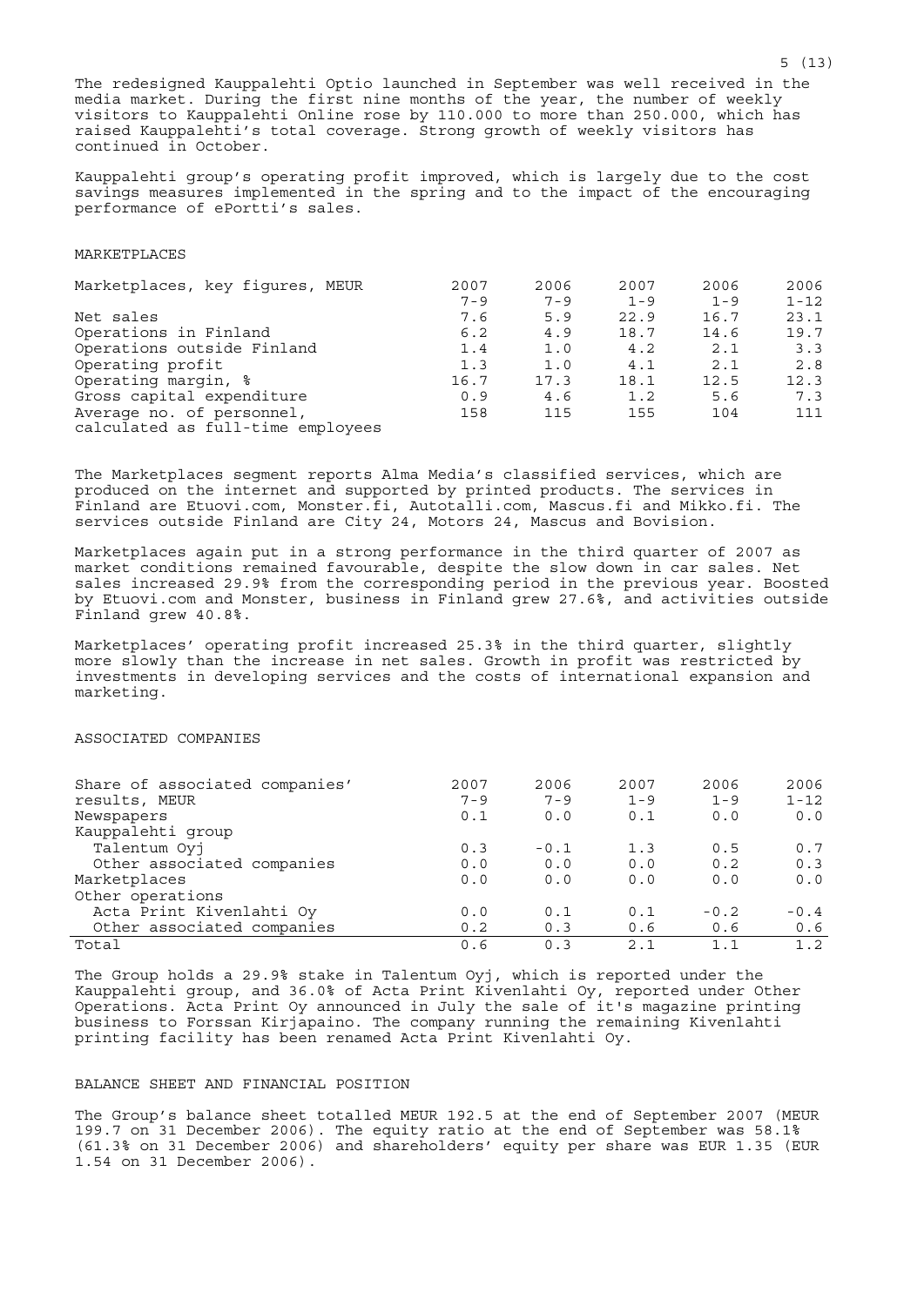The redesigned Kauppalehti Optio launched in September was well received in the media market. During the first nine months of the year, the number of weekly visitors to Kauppalehti Online rose by 110.000 to more than 250.000, which has raised Kauppalehti's total coverage. Strong growth of weekly visitors has continued in October.

Kauppalehti group's operating profit improved, which is largely due to the cost savings measures implemented in the spring and to the impact of the encouraging performance of ePortti's sales.

## MARKETPLACES

| Marketplaces, key figures, MEUR | 2007<br>7-9 | 2006<br>7-9 | 2007<br>1-9 | 2006<br>1-9 | 2006<br>1-12 |
|---|---|---|---|---|---|
| Net sales | 7.6 | 5.9 | 22.9 | 16.7 | 23.1 |
| Operations in Finland | 6.2 | 4.9 | 18.7 | 14.6 | 19.7 |
| Operations outside Finland | 1.4 | 1.0 | 4.2 | 2.1 | 3.3 |
| Operating profit | 1.3 | 1.0 | 4.1 | 2.1 | 2.8 |
| Operating margin, % | 16.7 | 17.3 | 18.1 | 12.5 | 12.3 |
| Gross capital expenditure | 0.9 | 4.6 | 1.2 | 5.6 | 7.3 |
| Average no. of personnel, calculated as full-time employees | 158 | 115 | 155 | 104 | 111 |

The Marketplaces segment reports Alma Media's classified services, which are produced on the internet and supported by printed products. The services in Finland are Etuovi.com, Monster.fi, Autotalli.com, Mascus.fi and Mikko.fi. The services outside Finland are City 24, Motors 24, Mascus and Bovision.

Marketplaces again put in a strong performance in the third quarter of 2007 as market conditions remained favourable, despite the slow down in car sales. Net sales increased 29.9% from the corresponding period in the previous year. Boosted by Etuovi.com and Monster, business in Finland grew 27.6%, and activities outside Finland grew 40.8%.

Marketplaces' operating profit increased 25.3% in the third quarter, slightly more slowly than the increase in net sales. Growth in profit was restricted by investments in developing services and the costs of international expansion and marketing.

## ASSOCIATED COMPANIES

| Share of associated companies' results, MEUR | 2007<br>7-9 | 2006<br>7-9 | 2007<br>1-9 | 2006<br>1-9 | 2006<br>1-12 |
|---|---|---|---|---|---|
| Newspapers | 0.1 | 0.0 | 0.1 | 0.0 | 0.0 |
| Kauppalehti group | | | | | |
| Talentum Oyj | 0.3 | -0.1 | 1.3 | 0.5 | 0.7 |
| Other associated companies | 0.0 | 0.0 | 0.0 | 0.2 | 0.3 |
| Marketplaces | 0.0 | 0.0 | 0.0 | 0.0 | 0.0 |
| Other operations | | | | | |
| Acta Print Kivenlahti Oy | 0.0 | 0.1 | 0.1 | -0.2 | -0.4 |
| Other associated companies | 0.2 | 0.3 | 0.6 | 0.6 | 0.6 |
| Total | 0.6 | 0.3 | 2.1 | 1.1 | 1.2 |

The Group holds a 29.9% stake in Talentum Oyj, which is reported under the Kauppalehti group, and 36.0% of Acta Print Kivenlahti Oy, reported under Other Operations. Acta Print Oy announced in July the sale of it's magazine printing business to Forssan Kirjapaino. The company running the remaining Kivenlahti printing facility has been renamed Acta Print Kivenlahti Oy.

## BALANCE SHEET AND FINANCIAL POSITION

The Group's balance sheet totalled MEUR 192.5 at the end of September 2007 (MEUR 199.7 on 31 December 2006). The equity ratio at the end of September was 58.1% (61.3% on 31 December 2006) and shareholders' equity per share was EUR 1.35 (EUR 1.54 on 31 December 2006).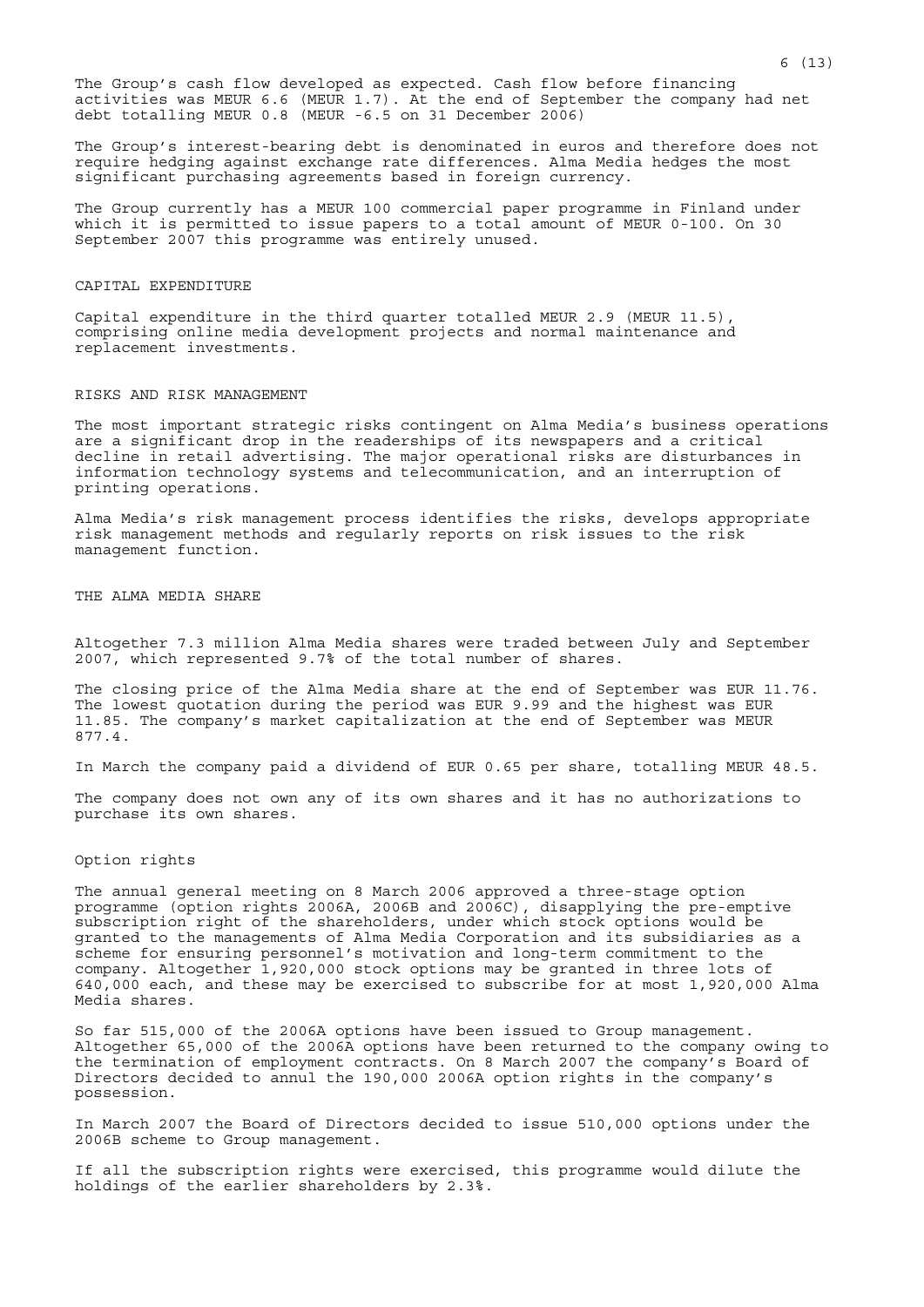The Group's cash flow developed as expected. Cash flow before financing activities was MEUR 6.6 (MEUR 1.7). At the end of September the company had net debt totalling MEUR 0.8 (MEUR -6.5 on 31 December 2006)

The Group's interest-bearing debt is denominated in euros and therefore does not require hedging against exchange rate differences. Alma Media hedges the most significant purchasing agreements based in foreign currency.

The Group currently has a MEUR 100 commercial paper programme in Finland under which it is permitted to issue papers to a total amount of MEUR 0-100. On 30 September 2007 this programme was entirely unused.

## CAPITAL EXPENDITURE

Capital expenditure in the third quarter totalled MEUR 2.9 (MEUR 11.5), comprising online media development projects and normal maintenance and replacement investments.

## RISKS AND RISK MANAGEMENT

The most important strategic risks contingent on Alma Media's business operations are a significant drop in the readerships of its newspapers and a critical decline in retail advertising. The major operational risks are disturbances in information technology systems and telecommunication, and an interruption of printing operations.

Alma Media's risk management process identifies the risks, develops appropriate risk management methods and regularly reports on risk issues to the risk management function.

## THE ALMA MEDIA SHARE

Altogether 7.3 million Alma Media shares were traded between July and September 2007, which represented 9.7% of the total number of shares.

The closing price of the Alma Media share at the end of September was EUR 11.76. The lowest quotation during the period was EUR 9.99 and the highest was EUR 11.85. The company's market capitalization at the end of September was MEUR 877.4.

In March the company paid a dividend of EUR 0.65 per share, totalling MEUR 48.5.

The company does not own any of its own shares and it has no authorizations to purchase its own shares.

### Option rights

The annual general meeting on 8 March 2006 approved a three-stage option programme (option rights 2006A, 2006B and 2006C), disapplying the pre-emptive subscription right of the shareholders, under which stock options would be granted to the managements of Alma Media Corporation and its subsidiaries as a scheme for ensuring personnel's motivation and long-term commitment to the company. Altogether 1,920,000 stock options may be granted in three lots of 640,000 each, and these may be exercised to subscribe for at most 1,920,000 Alma Media shares.

So far 515,000 of the 2006A options have been issued to Group management. Altogether 65,000 of the 2006A options have been returned to the company owing to the termination of employment contracts. On 8 March 2007 the company's Board of Directors decided to annul the 190,000 2006A option rights in the company's possession.

In March 2007 the Board of Directors decided to issue 510,000 options under the 2006B scheme to Group management.

If all the subscription rights were exercised, this programme would dilute the holdings of the earlier shareholders by 2.3%.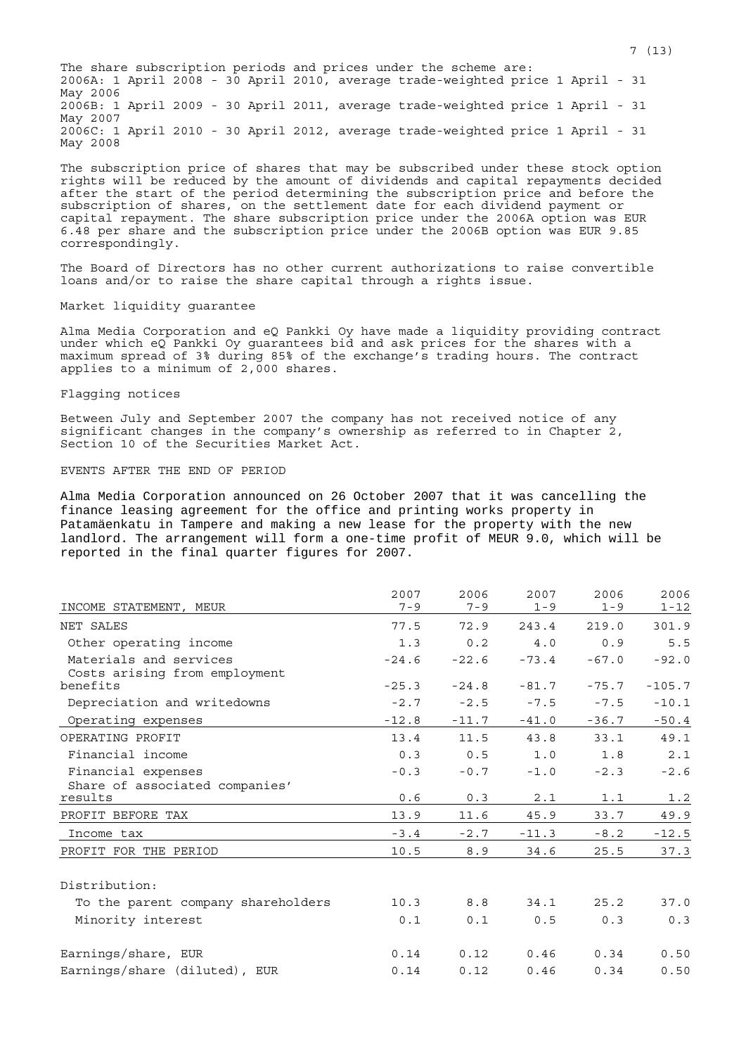The share subscription periods and prices under the scheme are:
2006A: 1 April 2008 - 30 April 2010, average trade-weighted price 1 April - 31 May 2006
2006B: 1 April 2009 - 30 April 2011, average trade-weighted price 1 April - 31 May 2007
2006C: 1 April 2010 - 30 April 2012, average trade-weighted price 1 April - 31 May 2008

The subscription price of shares that may be subscribed under these stock option rights will be reduced by the amount of dividends and capital repayments decided after the start of the period determining the subscription price and before the subscription of shares, on the settlement date for each dividend payment or capital repayment. The share subscription price under the 2006A option was EUR 6.48 per share and the subscription price under the 2006B option was EUR 9.85 correspondingly.

The Board of Directors has no other current authorizations to raise convertible loans and/or to raise the share capital through a rights issue.

### Market liquidity guarantee

Alma Media Corporation and eQ Pankki Oy have made a liquidity providing contract under which eQ Pankki Oy guarantees bid and ask prices for the shares with a maximum spread of 3% during 85% of the exchange's trading hours. The contract applies to a minimum of 2,000 shares.

### Flagging notices

Between July and September 2007 the company has not received notice of any significant changes in the company's ownership as referred to in Chapter 2, Section 10 of the Securities Market Act.

## EVENTS AFTER THE END OF PERIOD

Alma Media Corporation announced on 26 October 2007 that it was cancelling the finance leasing agreement for the office and printing works property in Patamäenkatu in Tampere and making a new lease for the property with the new landlord. The arrangement will form a one-time profit of MEUR 9.0, which will be reported in the final quarter figures for 2007.

| INCOME STATEMENT, MEUR | 2007 7-9 | 2006 7-9 | 2007 1-9 | 2006 1-9 | 2006 1-12 |
|---|---|---|---|---|---|
| NET SALES | 77.5 | 72.9 | 243.4 | 219.0 | 301.9 |
| Other operating income | 1.3 | 0.2 | 4.0 | 0.9 | 5.5 |
| Materials and services | -24.6 | -22.6 | -73.4 | -67.0 | -92.0 |
| Costs arising from employment benefits | -25.3 | -24.8 | -81.7 | -75.7 | -105.7 |
| Depreciation and writedowns | -2.7 | -2.5 | -7.5 | -7.5 | -10.1 |
| Operating expenses | -12.8 | -11.7 | -41.0 | -36.7 | -50.4 |
| OPERATING PROFIT | 13.4 | 11.5 | 43.8 | 33.1 | 49.1 |
| Financial income | 0.3 | 0.5 | 1.0 | 1.8 | 2.1 |
| Financial expenses | -0.3 | -0.7 | -1.0 | -2.3 | -2.6 |
| Share of associated companies' results | 0.6 | 0.3 | 2.1 | 1.1 | 1.2 |
| PROFIT BEFORE TAX | 13.9 | 11.6 | 45.9 | 33.7 | 49.9 |
| Income tax | -3.4 | -2.7 | -11.3 | -8.2 | -12.5 |
| PROFIT FOR THE PERIOD | 10.5 | 8.9 | 34.6 | 25.5 | 37.3 |
| | | | | | |
| Distribution: | | | | | |
| To the parent company shareholders | 10.3 | 8.8 | 34.1 | 25.2 | 37.0 |
| Minority interest | 0.1 | 0.1 | 0.5 | 0.3 | 0.3 |
| | | | | | |
| Earnings/share, EUR | 0.14 | 0.12 | 0.46 | 0.34 | 0.50 |
| Earnings/share (diluted), EUR | 0.14 | 0.12 | 0.46 | 0.34 | 0.50 |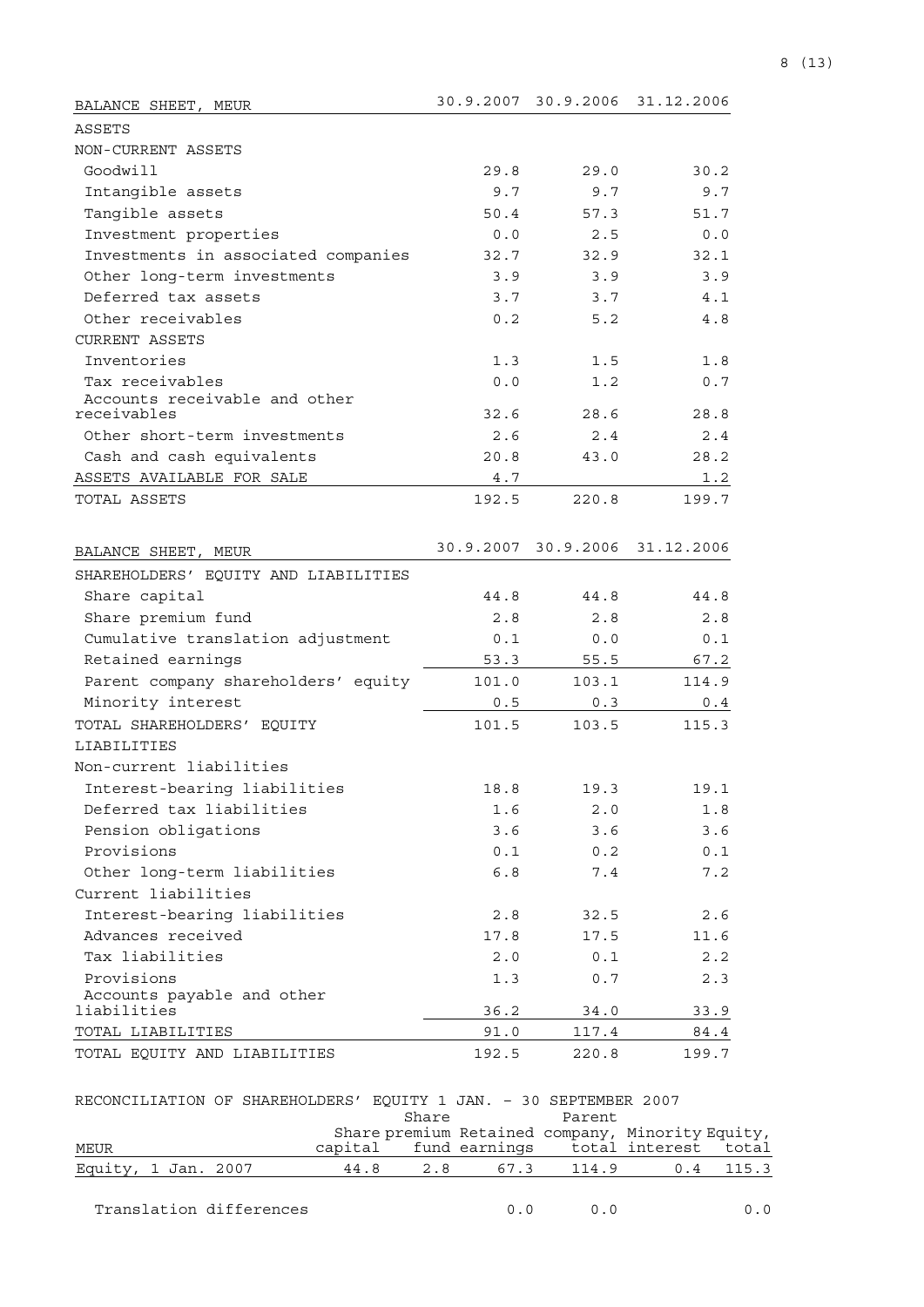| BALANCE SHEET, MEUR | 30.9.2007 | 30.9.2006 | 31.12.2006 |
|---|---|---|---|
| ASSETS | | | |
| NON-CURRENT ASSETS | | | |
| Goodwill | 29.8 | 29.0 | 30.2 |
| Intangible assets | 9.7 | 9.7 | 9.7 |
| Tangible assets | 50.4 | 57.3 | 51.7 |
| Investment properties | 0.0 | 2.5 | 0.0 |
| Investments in associated companies | 32.7 | 32.9 | 32.1 |
| Other long-term investments | 3.9 | 3.9 | 3.9 |
| Deferred tax assets | 3.7 | 3.7 | 4.1 |
| Other receivables | 0.2 | 5.2 | 4.8 |
| CURRENT ASSETS | | | |
| Inventories | 1.3 | 1.5 | 1.8 |
| Tax receivables | 0.0 | 1.2 | 0.7 |
| Accounts receivable and other receivables | 32.6 | 28.6 | 28.8 |
| Other short-term investments | 2.6 | 2.4 | 2.4 |
| Cash and cash equivalents | 20.8 | 43.0 | 28.2 |
| ASSETS AVAILABLE FOR SALE | 4.7 | | 1.2 |
| TOTAL ASSETS | 192.5 | 220.8 | 199.7 |

| BALANCE SHEET, MEUR | 30.9.2007 | 30.9.2006 | 31.12.2006 |
|---|---|---|---|
| SHAREHOLDERS' EQUITY AND LIABILITIES | | | |
| Share capital | 44.8 | 44.8 | 44.8 |
| Share premium fund | 2.8 | 2.8 | 2.8 |
| Cumulative translation adjustment | 0.1 | 0.0 | 0.1 |
| Retained earnings | 53.3 | 55.5 | 67.2 |
| Parent company shareholders' equity | 101.0 | 103.1 | 114.9 |
| Minority interest | 0.5 | 0.3 | 0.4 |
| TOTAL SHAREHOLDERS' EQUITY | 101.5 | 103.5 | 115.3 |
| LIABILITIES | | | |
| Non-current liabilities | | | |
| Interest-bearing liabilities | 18.8 | 19.3 | 19.1 |
| Deferred tax liabilities | 1.6 | 2.0 | 1.8 |
| Pension obligations | 3.6 | 3.6 | 3.6 |
| Provisions | 0.1 | 0.2 | 0.1 |
| Other long-term liabilities | 6.8 | 7.4 | 7.2 |
| Current liabilities | | | |
| Interest-bearing liabilities | 2.8 | 32.5 | 2.6 |
| Advances received | 17.8 | 17.5 | 11.6 |
| Tax liabilities | 2.0 | 0.1 | 2.2 |
| Provisions | 1.3 | 0.7 | 2.3 |
| Accounts payable and other liabilities | 36.2 | 34.0 | 33.9 |
| TOTAL LIABILITIES | 91.0 | 117.4 | 84.4 |
| TOTAL EQUITY AND LIABILITIES | 192.5 | 220.8 | 199.7 |

RECONCILIATION OF SHAREHOLDERS' EQUITY 1 JAN. - 30 SEPTEMBER 2007

| MEUR | Share capital | Share premium fund | Retained earnings | Parent company, total | Minority interest | Equity, total |
|---|---|---|---|---|---|---|
| Equity, 1 Jan. 2007 | 44.8 | 2.8 | 67.3 | 114.9 | 0.4 | 115.3 |
| Translation differences | | | 0.0 | 0.0 | | 0.0 |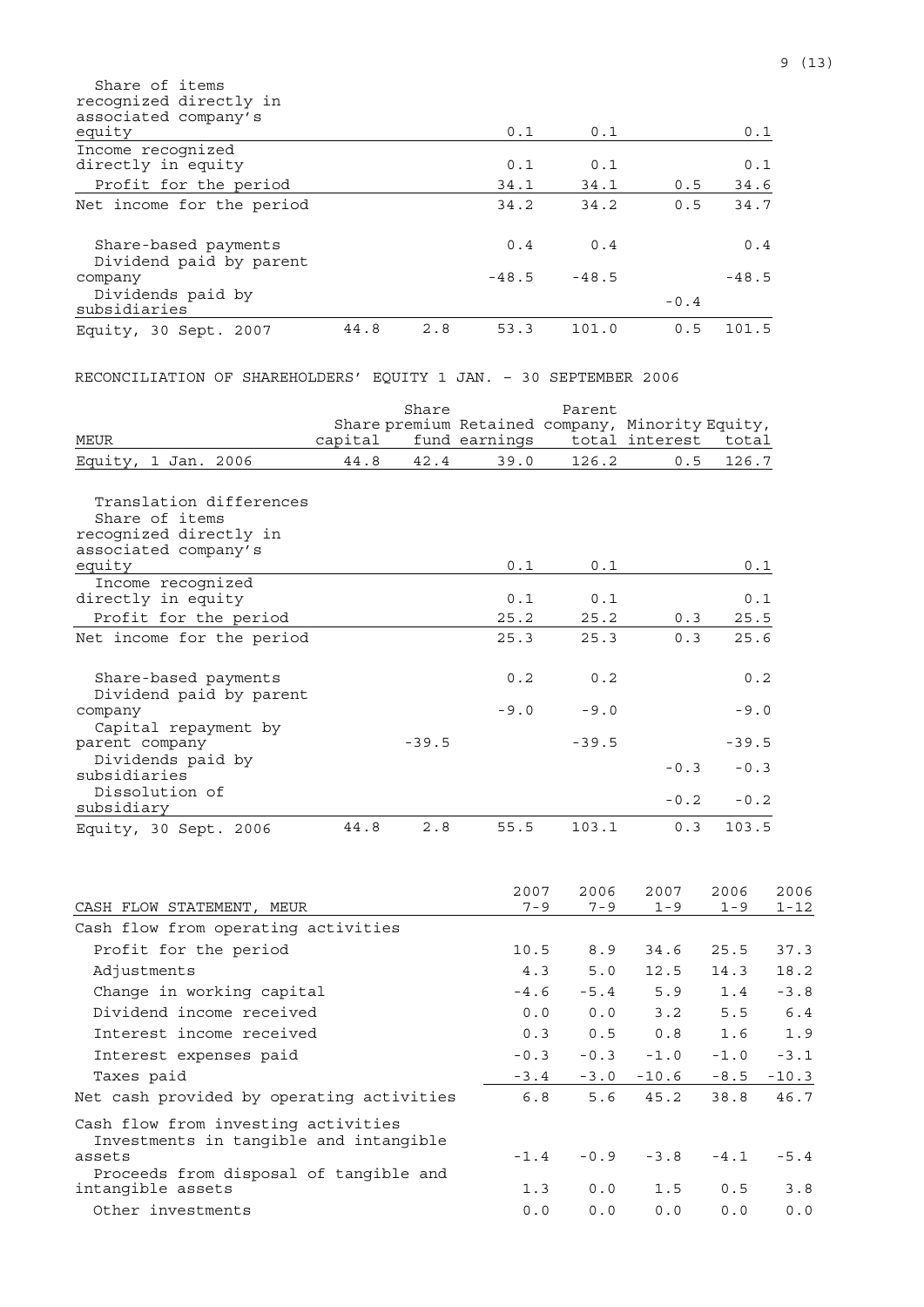| MEUR | Share capital | Share premium fund | Retained earnings | Parent company, total | Minority interest | Equity, total |
|---|---|---|---|---|---|---|
| Share of items recognized directly in associated company's equity | | | 0.1 | 0.1 | | 0.1 |
| Income recognized directly in equity | | | 0.1 | 0.1 | | 0.1 |
| Profit for the period | | | 34.1 | 34.1 | 0.5 | 34.6 |
| Net income for the period | | | 34.2 | 34.2 | 0.5 | 34.7 |
| Share-based payments | | | 0.4 | 0.4 | | 0.4 |
| Dividend paid by parent company | | | -48.5 | -48.5 | | -48.5 |
| Dividends paid by subsidiaries | | | | | -0.4 | |
| Equity, 30 Sept. 2007 | 44.8 | 2.8 | 53.3 | 101.0 | 0.5 | 101.5 |

RECONCILIATION OF SHAREHOLDERS' EQUITY 1 JAN. – 30 SEPTEMBER 2006

| MEUR | Share capital | Share premium fund | Retained earnings | Parent company, total | Minority interest | Equity, total |
|---|---|---|---|---|---|---|
| Equity, 1 Jan. 2006 | 44.8 | 42.4 | 39.0 | 126.2 | 0.5 | 126.7 |
| Translation differences | | | | | | |
| Share of items recognized directly in associated company's equity | | | 0.1 | 0.1 | | 0.1 |
| Income recognized directly in equity | | | 0.1 | 0.1 | | 0.1 |
| Profit for the period | | | 25.2 | 25.2 | 0.3 | 25.5 |
| Net income for the period | | | 25.3 | 25.3 | 0.3 | 25.6 |
| Share-based payments | | | 0.2 | 0.2 | | 0.2 |
| Dividend paid by parent company | | | -9.0 | -9.0 | | -9.0 |
| Capital repayment by parent company | | -39.5 | | -39.5 | | -39.5 |
| Dividends paid by subsidiaries | | | | | -0.3 | -0.3 |
| Dissolution of subsidiary | | | | | -0.2 | -0.2 |
| Equity, 30 Sept. 2006 | 44.8 | 2.8 | 55.5 | 103.1 | 0.3 | 103.5 |

| CASH FLOW STATEMENT, MEUR | 2007 7-9 | 2006 7-9 | 2007 1-9 | 2006 1-9 | 2006 1-12 |
|---|---|---|---|---|---|
| Cash flow from operating activities | | | | | |
| Profit for the period | 10.5 | 8.9 | 34.6 | 25.5 | 37.3 |
| Adjustments | 4.3 | 5.0 | 12.5 | 14.3 | 18.2 |
| Change in working capital | -4.6 | -5.4 | 5.9 | 1.4 | -3.8 |
| Dividend income received | 0.0 | 0.0 | 3.2 | 5.5 | 6.4 |
| Interest income received | 0.3 | 0.5 | 0.8 | 1.6 | 1.9 |
| Interest expenses paid | -0.3 | -0.3 | -1.0 | -1.0 | -3.1 |
| Taxes paid | -3.4 | -3.0 | -10.6 | -8.5 | -10.3 |
| Net cash provided by operating activities | 6.8 | 5.6 | 45.2 | 38.8 | 46.7 |
| Cash flow from investing activities | | | | | |
| Investments in tangible and intangible assets | -1.4 | -0.9 | -3.8 | -4.1 | -5.4 |
| Proceeds from disposal of tangible and intangible assets | 1.3 | 0.0 | 1.5 | 0.5 | 3.8 |
| Other investments | 0.0 | 0.0 | 0.0 | 0.0 | 0.0 |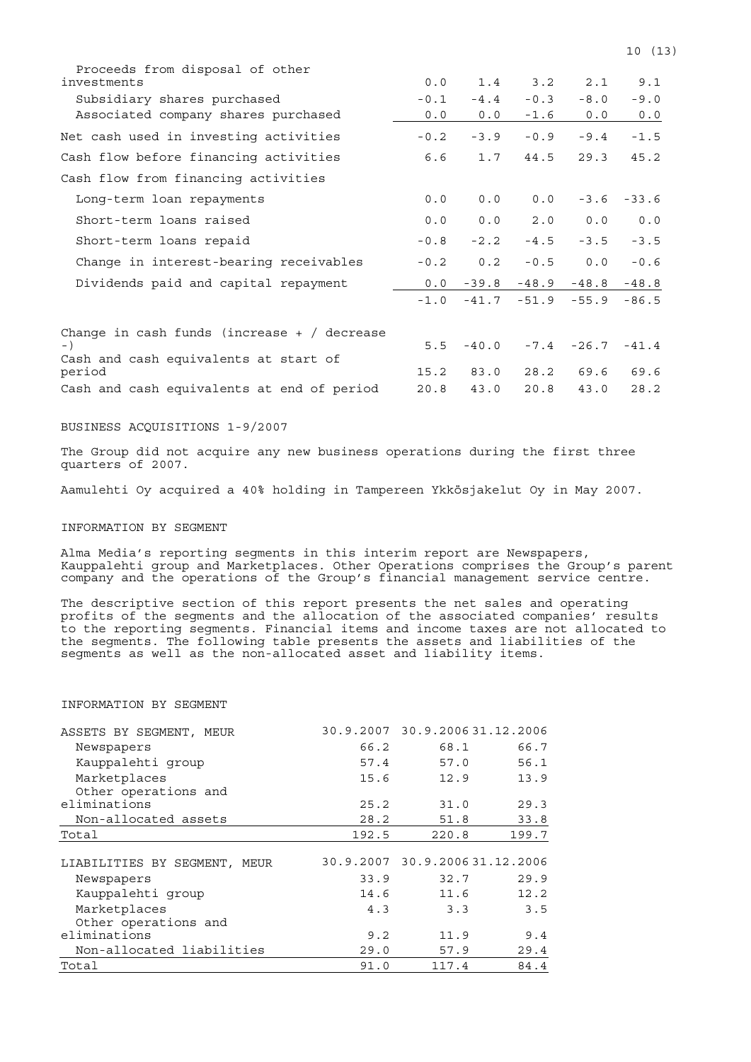| | | | | | |
|---|---|---|---|---|---|
| Proceeds from disposal of other investments | 0.0 | 1.4 | 3.2 | 2.1 | 9.1 |
| Subsidiary shares purchased | -0.1 | -4.4 | -0.3 | -8.0 | -9.0 |
| Associated company shares purchased | 0.0 | 0.0 | -1.6 | 0.0 | 0.0 |
| Net cash used in investing activities | -0.2 | -3.9 | -0.9 | -9.4 | -1.5 |
| Cash flow before financing activities | 6.6 | 1.7 | 44.5 | 29.3 | 45.2 |
| Cash flow from financing activities | | | | | |
| Long-term loan repayments | 0.0 | 0.0 | 0.0 | -3.6 | -33.6 |
| Short-term loans raised | 0.0 | 0.0 | 2.0 | 0.0 | 0.0 |
| Short-term loans repaid | -0.8 | -2.2 | -4.5 | -3.5 | -3.5 |
| Change in interest-bearing receivables | -0.2 | 0.2 | -0.5 | 0.0 | -0.6 |
| Dividends paid and capital repayment | 0.0 | -39.8 | -48.9 | -48.8 | -48.8 |
| | -1.0 | -41.7 | -51.9 | -55.9 | -86.5 |
| Change in cash funds (increase + / decrease -) | 5.5 | -40.0 | -7.4 | -26.7 | -41.4 |
| Cash and cash equivalents at start of period | 15.2 | 83.0 | 28.2 | 69.6 | 69.6 |
| Cash and cash equivalents at end of period | 20.8 | 43.0 | 20.8 | 43.0 | 28.2 |

BUSINESS ACQUISITIONS 1-9/2007

The Group did not acquire any new business operations during the first three quarters of 2007.

Aamulehti Oy acquired a 40% holding in Tampereen Ykkösjakelut Oy in May 2007.

INFORMATION BY SEGMENT

Alma Media's reporting segments in this interim report are Newspapers, Kauppalehti group and Marketplaces. Other Operations comprises the Group's parent company and the operations of the Group's financial management service centre.

The descriptive section of this report presents the net sales and operating profits of the segments and the allocation of the associated companies' results to the reporting segments. Financial items and income taxes are not allocated to the segments. The following table presents the assets and liabilities of the segments as well as the non-allocated asset and liability items.

INFORMATION BY SEGMENT

| ASSETS BY SEGMENT, MEUR | 30.9.2007 | 30.9.2006 | 31.12.2006 |
|---|---|---|---|
| Newspapers | 66.2 | 68.1 | 66.7 |
| Kauppalehti group | 57.4 | 57.0 | 56.1 |
| Marketplaces | 15.6 | 12.9 | 13.9 |
| Other operations and eliminations | 25.2 | 31.0 | 29.3 |
| Non-allocated assets | 28.2 | 51.8 | 33.8 |
| Total | 192.5 | 220.8 | 199.7 |

| LIABILITIES BY SEGMENT, MEUR | 30.9.2007 | 30.9.2006 | 31.12.2006 |
|---|---|---|---|
| Newspapers | 33.9 | 32.7 | 29.9 |
| Kauppalehti group | 14.6 | 11.6 | 12.2 |
| Marketplaces | 4.3 | 3.3 | 3.5 |
| Other operations and eliminations | 9.2 | 11.9 | 9.4 |
| Non-allocated liabilities | 29.0 | 57.9 | 29.4 |
| Total | 91.0 | 117.4 | 84.4 |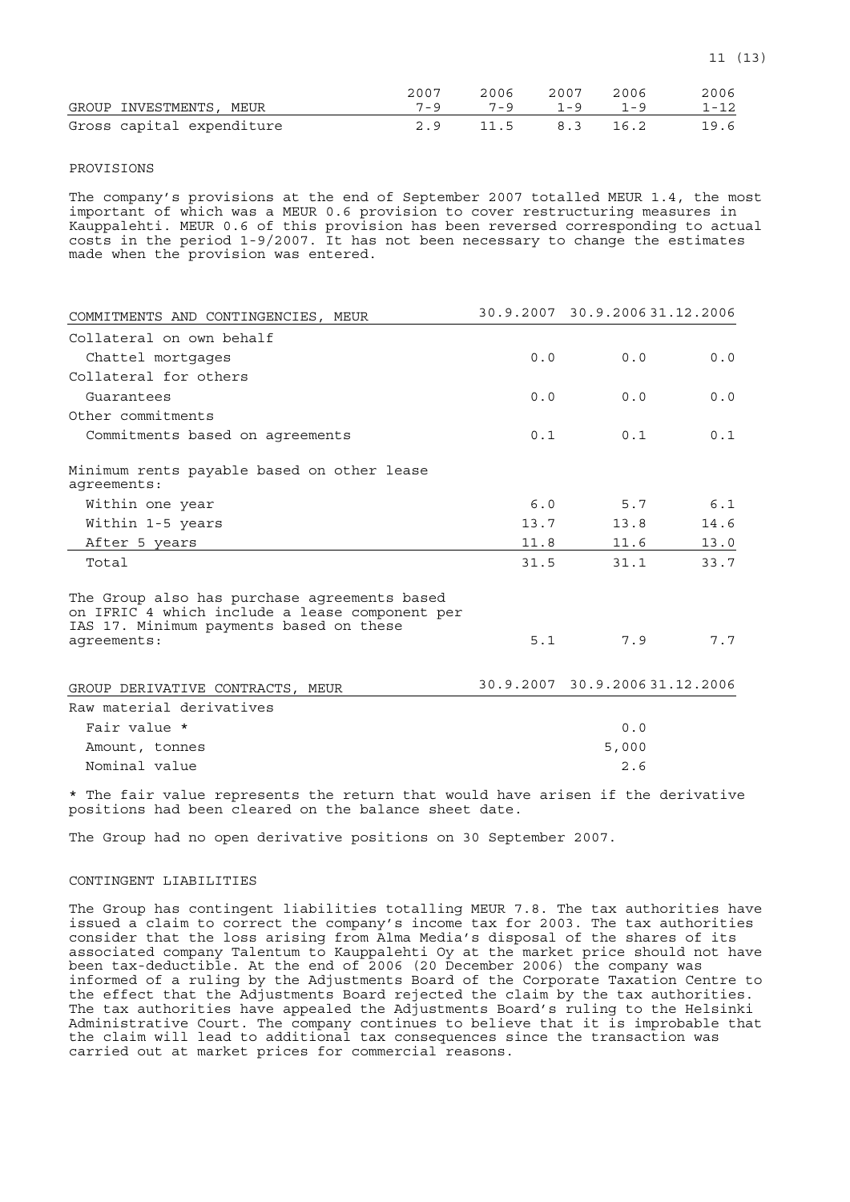| GROUP INVESTMENTS, MEUR | 2007 7-9 | 2006 7-9 | 2007 1-9 | 2006 1-9 | 2006 1-12 |
|---|---|---|---|---|---|
| Gross capital expenditure | 2.9 | 11.5 | 8.3 | 16.2 | 19.6 |

## PROVISIONS

The company's provisions at the end of September 2007 totalled MEUR 1.4, the most important of which was a MEUR 0.6 provision to cover restructuring measures in Kauppalehti. MEUR 0.6 of this provision has been reversed corresponding to actual costs in the period 1-9/2007. It has not been necessary to change the estimates made when the provision was entered.

| COMMITMENTS AND CONTINGENCIES, MEUR | 30.9.2007 | 30.9.2006 | 31.12.2006 |
|---|---|---|---|
| Collateral on own behalf | | | |
| Chattel mortgages | 0.0 | 0.0 | 0.0 |
| Collateral for others | | | |
| Guarantees | 0.0 | 0.0 | 0.0 |
| Other commitments | | | |
| Commitments based on agreements | 0.1 | 0.1 | 0.1 |
| Minimum rents payable based on other lease agreements: | | | |
| Within one year | 6.0 | 5.7 | 6.1 |
| Within 1-5 years | 13.7 | 13.8 | 14.6 |
| After 5 years | 11.8 | 11.6 | 13.0 |
| Total | 31.5 | 31.1 | 33.7 |
| The Group also has purchase agreements based on IFRIC 4 which include a lease component per IAS 17. Minimum payments based on these agreements: | 5.1 | 7.9 | 7.7 |

| GROUP DERIVATIVE CONTRACTS, MEUR | 30.9.2007 | 30.9.2006 | 31.12.2006 |
|---|---|---|---|
| Raw material derivatives | | | |
| Fair value * | | 0.0 | |
| Amount, tonnes | | 5,000 | |
| Nominal value | | 2.6 | |

* The fair value represents the return that would have arisen if the derivative positions had been cleared on the balance sheet date.

The Group had no open derivative positions on 30 September 2007.

## CONTINGENT LIABILITIES

The Group has contingent liabilities totalling MEUR 7.8. The tax authorities have issued a claim to correct the company's income tax for 2003. The tax authorities consider that the loss arising from Alma Media's disposal of the shares of its associated company Talentum to Kauppalehti Oy at the market price should not have been tax-deductible. At the end of 2006 (20 December 2006) the company was informed of a ruling by the Adjustments Board of the Corporate Taxation Centre to the effect that the Adjustments Board rejected the claim by the tax authorities. The tax authorities have appealed the Adjustments Board's ruling to the Helsinki Administrative Court. The company continues to believe that it is improbable that the claim will lead to additional tax consequences since the transaction was carried out at market prices for commercial reasons.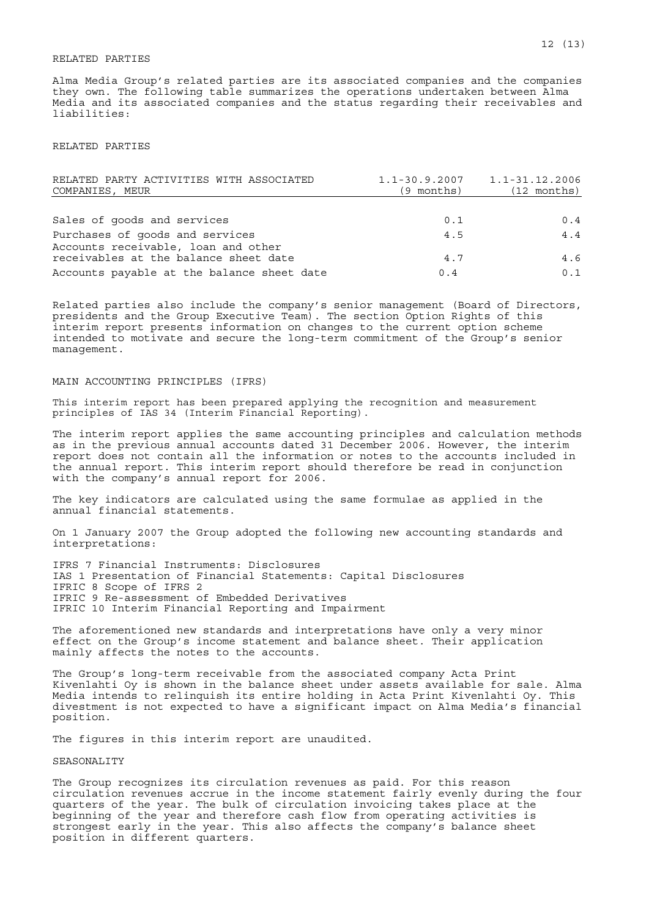## RELATED PARTIES

Alma Media Group's related parties are its associated companies and the companies they own. The following table summarizes the operations undertaken between Alma Media and its associated companies and the status regarding their receivables and liabilities:

RELATED PARTIES

| RELATED PARTY ACTIVITIES WITH ASSOCIATED COMPANIES, MEUR | 1.1-30.9.2007 (9 months) | 1.1-31.12.2006 (12 months) |
|---|---|---|
| Sales of goods and services | 0.1 | 0.4 |
| Purchases of goods and services | 4.5 | 4.4 |
| Accounts receivable, loan and other receivables at the balance sheet date | 4.7 | 4.6 |
| Accounts payable at the balance sheet date | 0.4 | 0.1 |

Related parties also include the company's senior management (Board of Directors, presidents and the Group Executive Team). The section Option Rights of this interim report presents information on changes to the current option scheme intended to motivate and secure the long-term commitment of the Group's senior management.

## MAIN ACCOUNTING PRINCIPLES (IFRS)

This interim report has been prepared applying the recognition and measurement principles of IAS 34 (Interim Financial Reporting).

The interim report applies the same accounting principles and calculation methods as in the previous annual accounts dated 31 December 2006. However, the interim report does not contain all the information or notes to the accounts included in the annual report. This interim report should therefore be read in conjunction with the company's annual report for 2006.

The key indicators are calculated using the same formulae as applied in the annual financial statements.

On 1 January 2007 the Group adopted the following new accounting standards and interpretations:

IFRS 7 Financial Instruments: Disclosures
IAS 1 Presentation of Financial Statements: Capital Disclosures
IFRIC 8 Scope of IFRS 2
IFRIC 9 Re-assessment of Embedded Derivatives
IFRIC 10 Interim Financial Reporting and Impairment

The aforementioned new standards and interpretations have only a very minor effect on the Group's income statement and balance sheet. Their application mainly affects the notes to the accounts.

The Group's long-term receivable from the associated company Acta Print Kivenlahti Oy is shown in the balance sheet under assets available for sale. Alma Media intends to relinquish its entire holding in Acta Print Kivenlahti Oy. This divestment is not expected to have a significant impact on Alma Media's financial position.

The figures in this interim report are unaudited.

## SEASONALITY

The Group recognizes its circulation revenues as paid. For this reason circulation revenues accrue in the income statement fairly evenly during the four quarters of the year. The bulk of circulation invoicing takes place at the beginning of the year and therefore cash flow from operating activities is strongest early in the year. This also affects the company's balance sheet position in different quarters.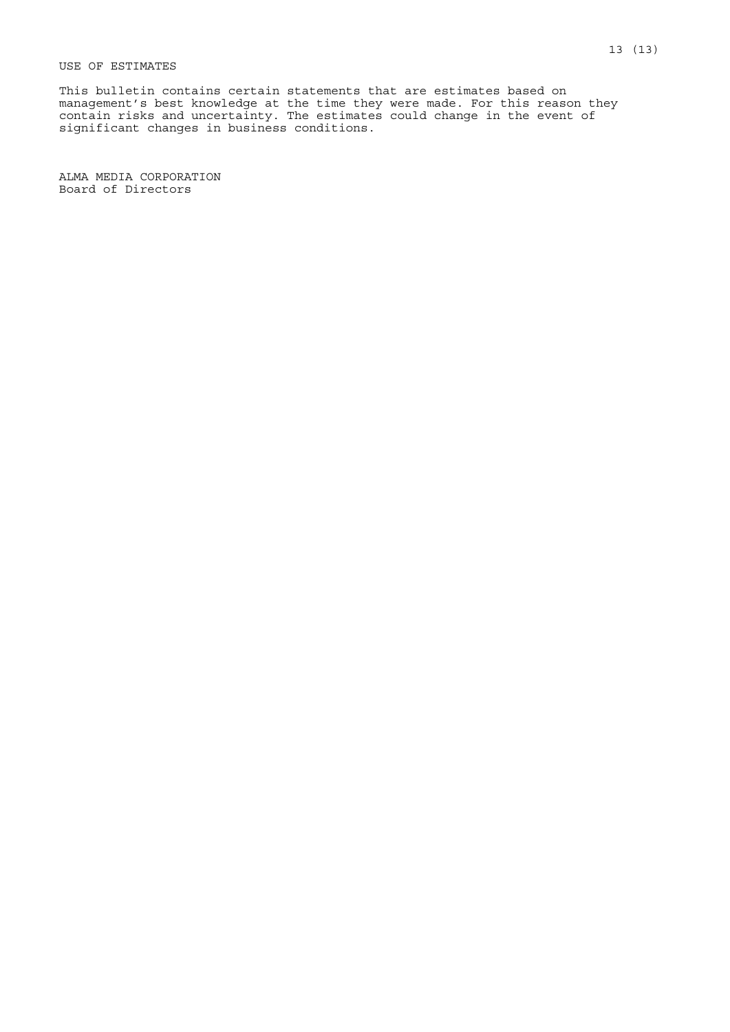## USE OF ESTIMATES

This bulletin contains certain statements that are estimates based on management's best knowledge at the time they were made. For this reason they contain risks and uncertainty. The estimates could change in the event of significant changes in business conditions.

ALMA MEDIA CORPORATION
Board of Directors